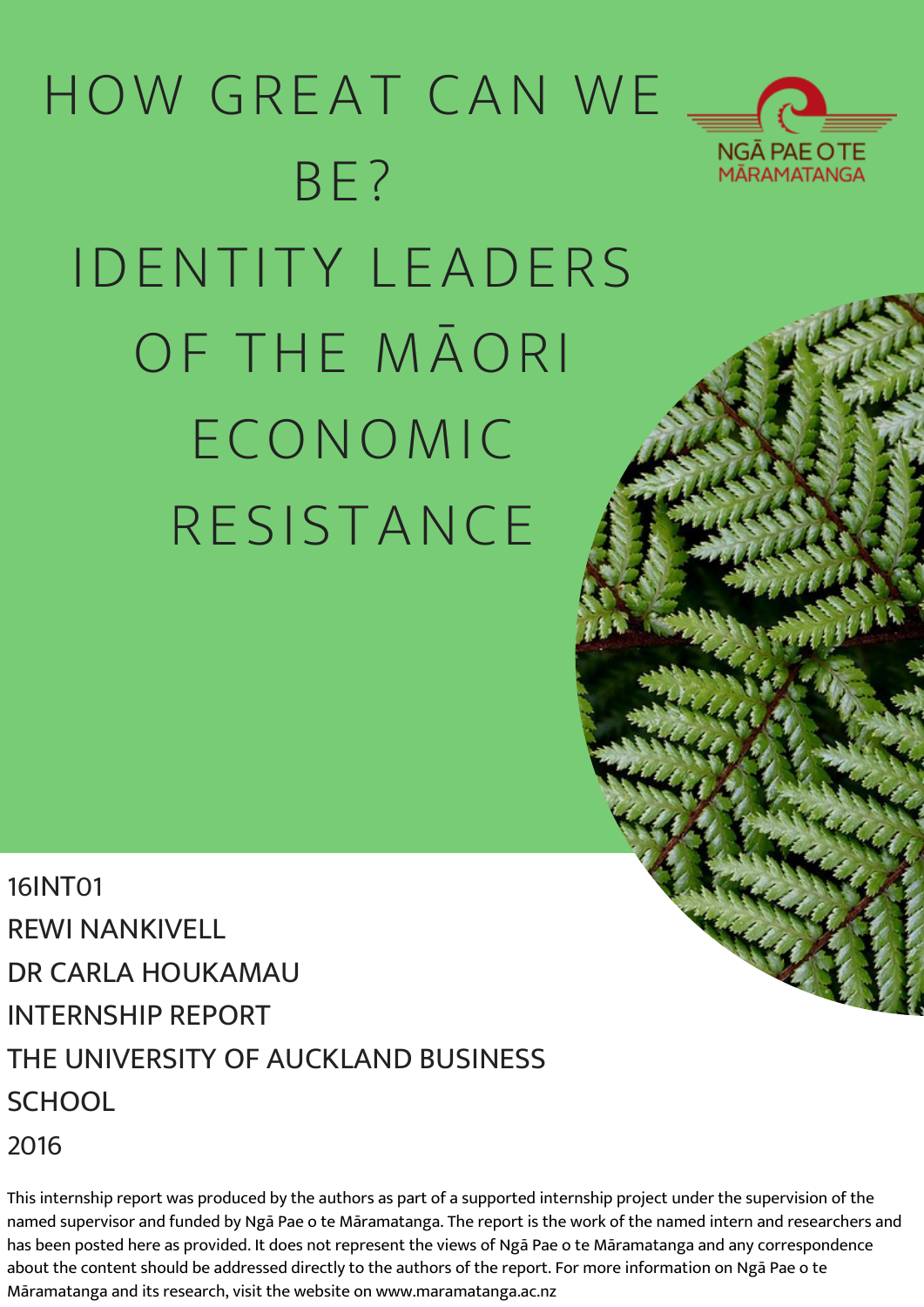# HOW GREAT CAN WE BE?
# IDENTITY LEADERS OF THE MĀORI ECONOMIC RESISTANCE

NGĀ PAE O TE MĀRAMATANGA

16INT01

REWI NANKIVELL

DR CARLA HOUKAMAU

INTERNSHIP REPORT

THE UNIVERSITY OF AUCKLAND BUSINESS SCHOOL

2016

This internship report was produced by the authors as part of a supported internship project under the supervision of the named supervisor and funded by Ngā Pae o te Māramatanga. The report is the work of the named intern and researchers and has been posted here as provided. It does not represent the views of Ngā Pae o te Māramatanga and any correspondence about the content should be addressed directly to the authors of the report. For more information on Ngā Pae o te Māramatanga and its research, visit the website on www.maramatanga.ac.nz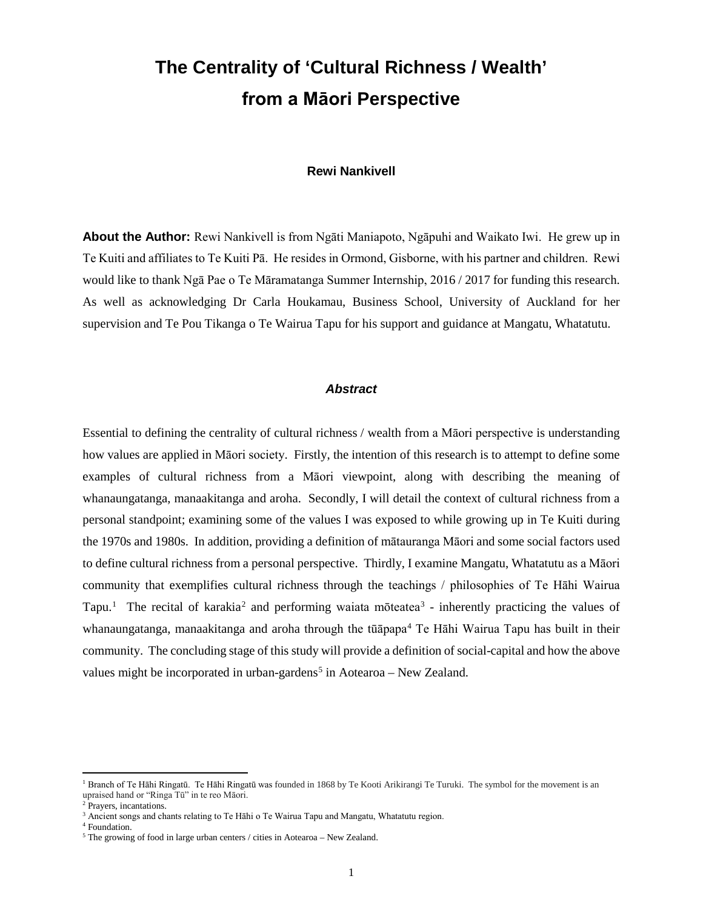# The Centrality of 'Cultural Richness / Wealth' from a Māori Perspective

**Rewi Nankivell**

**About the Author:** Rewi Nankivell is from Ngāti Maniapoto, Ngāpuhi and Waikato Iwi. He grew up in Te Kuiti and affiliates to Te Kuiti Pā. He resides in Ormond, Gisborne, with his partner and children. Rewi would like to thank Ngā Pae o Te Māramatanga Summer Internship, 2016 / 2017 for funding this research. As well as acknowledging Dr Carla Houkamau, Business School, University of Auckland for her supervision and Te Pou Tikanga o Te Wairua Tapu for his support and guidance at Mangatu, Whatatutu.

### *Abstract*

Essential to defining the centrality of cultural richness / wealth from a Māori perspective is understanding how values are applied in Māori society. Firstly, the intention of this research is to attempt to define some examples of cultural richness from a Māori viewpoint, along with describing the meaning of whanaungatanga, manaakitanga and aroha. Secondly, I will detail the context of cultural richness from a personal standpoint; examining some of the values I was exposed to while growing up in Te Kuiti during the 1970s and 1980s. In addition, providing a definition of mātauranga Māori and some social factors used to define cultural richness from a personal perspective. Thirdly, I examine Mangatu, Whatatutu as a Māori community that exemplifies cultural richness through the teachings / philosophies of Te Hāhi Wairua Tapu.[1] The recital of karakia[2] and performing waiata mōteatea[3] - inherently practicing the values of whanaungatanga, manaakitanga and aroha through the tūāpapa[4] Te Hāhi Wairua Tapu has built in their community. The concluding stage of this study will provide a definition of social-capital and how the above values might be incorporated in urban-gardens[5] in Aotearoa – New Zealand.

---

[1] Branch of Te Hāhi Ringatū. Te Hāhi Ringatū was founded in 1868 by Te Kooti Arikirangi Te Turuki. The symbol for the movement is an upraised hand or "Ringa Tū" in te reo Māori.

[2] Prayers, incantations.

[3] Ancient songs and chants relating to Te Hāhi o Te Wairua Tapu and Mangatu, Whatatutu region.

[4] Foundation.

[5] The growing of food in large urban centers / cities in Aotearoa – New Zealand.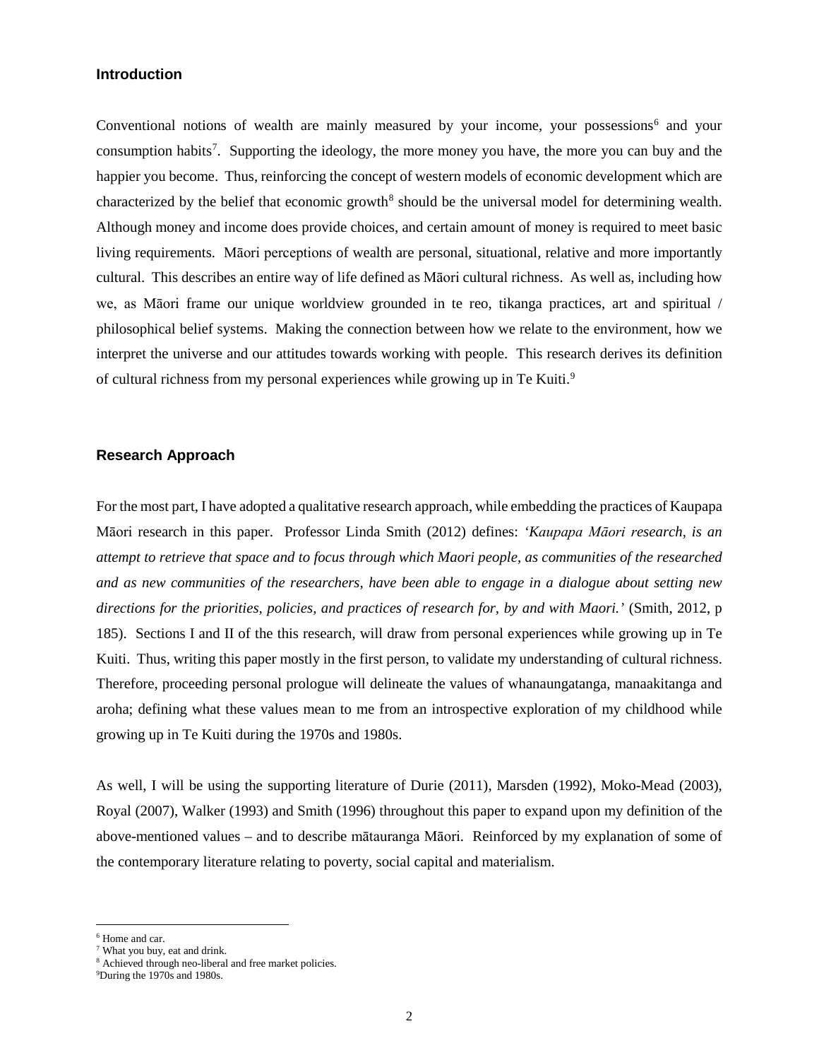## Introduction

Conventional notions of wealth are mainly measured by your income, your possessions[6] and your consumption habits[7]. Supporting the ideology, the more money you have, the more you can buy and the happier you become. Thus, reinforcing the concept of western models of economic development which are characterized by the belief that economic growth[8] should be the universal model for determining wealth. Although money and income does provide choices, and certain amount of money is required to meet basic living requirements. Māori perceptions of wealth are personal, situational, relative and more importantly cultural. This describes an entire way of life defined as Māori cultural richness. As well as, including how we, as Māori frame our unique worldview grounded in te reo, tikanga practices, art and spiritual / philosophical belief systems. Making the connection between how we relate to the environment, how we interpret the universe and our attitudes towards working with people. This research derives its definition of cultural richness from my personal experiences while growing up in Te Kuiti.[9]

## Research Approach

For the most part, I have adopted a qualitative research approach, while embedding the practices of Kaupapa Māori research in this paper. Professor Linda Smith (2012) defines: *'Kaupapa Māori research, is an attempt to retrieve that space and to focus through which Maori people, as communities of the researched and as new communities of the researchers, have been able to engage in a dialogue about setting new directions for the priorities, policies, and practices of research for, by and with Maori.'* (Smith, 2012, p 185). Sections I and II of the this research, will draw from personal experiences while growing up in Te Kuiti. Thus, writing this paper mostly in the first person, to validate my understanding of cultural richness. Therefore, proceeding personal prologue will delineate the values of whanaungatanga, manaakitanga and aroha; defining what these values mean to me from an introspective exploration of my childhood while growing up in Te Kuiti during the 1970s and 1980s.

As well, I will be using the supporting literature of Durie (2011), Marsden (1992), Moko-Mead (2003), Royal (2007), Walker (1993) and Smith (1996) throughout this paper to expand upon my definition of the above-mentioned values – and to describe mātauranga Māori. Reinforced by my explanation of some of the contemporary literature relating to poverty, social capital and materialism.

---

[6] Home and car.

[7] What you buy, eat and drink.

[8] Achieved through neo-liberal and free market policies.

[9] During the 1970s and 1980s.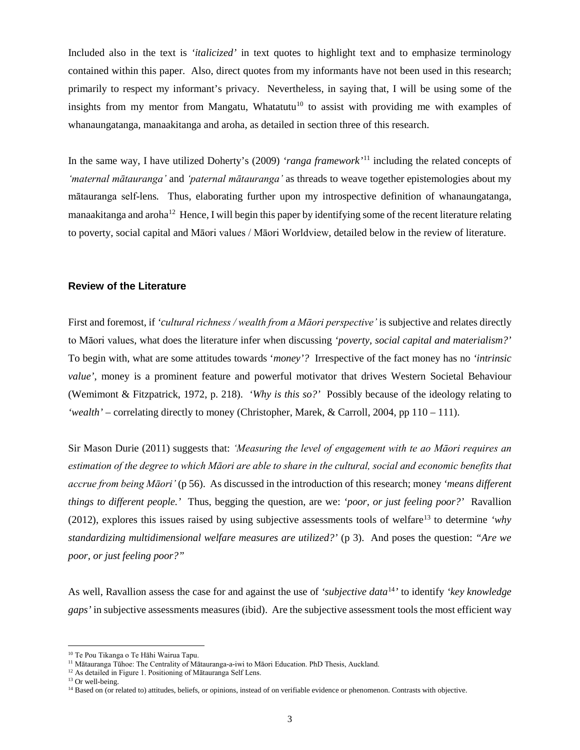Included also in the text is '*italicized'* in text quotes to highlight text and to emphasize terminology contained within this paper. Also, direct quotes from my informants have not been used in this research; primarily to respect my informant's privacy. Nevertheless, in saying that, I will be using some of the insights from my mentor from Mangatu, Whatatutu[10] to assist with providing me with examples of whanaungatanga, manaakitanga and aroha, as detailed in section three of this research.

In the same way, I have utilized Doherty's (2009) *'ranga framework'*[11] including the related concepts of *'maternal mātauranga'* and *'paternal mātauranga'* as threads to weave together epistemologies about my mātauranga self-lens. Thus, elaborating further upon my introspective definition of whanaungatanga, manaakitanga and aroha[12] Hence, I will begin this paper by identifying some of the recent literature relating to poverty, social capital and Māori values / Māori Worldview, detailed below in the review of literature.

## Review of the Literature

First and foremost, if *'cultural richness / wealth from a Māori perspective'* is subjective and relates directly to Māori values, what does the literature infer when discussing *'poverty, social capital and materialism?'* To begin with, what are some attitudes towards '*money*'*?* Irrespective of the fact money has no *'intrinsic value'*, money is a prominent feature and powerful motivator that drives Western Societal Behaviour (Wemimont & Fitzpatrick, 1972, p. 218). '*Why is this so?'* Possibly because of the ideology relating to *'wealth'* – correlating directly to money (Christopher, Marek, & Carroll, 2004, pp 110 – 111).

Sir Mason Durie (2011) suggests that: *'Measuring the level of engagement with te ao Māori requires an estimation of the degree to which Māori are able to share in the cultural, social and economic benefits that accrue from being Māori'* (p 56). As discussed in the introduction of this research; money *'means different things to different people.'* Thus, begging the question, are we: *'poor, or just feeling poor?'* Ravallion (2012), explores this issues raised by using subjective assessments tools of welfare[13] to determine *'why standardizing multidimensional welfare measures are utilized?'* (p 3). And poses the question: *"Are we poor, or just feeling poor?"*

As well, Ravallion assess the case for and against the use of *'subjective data*[14]*'* to identify *'key knowledge gaps'* in subjective assessments measures (ibid). Are the subjective assessment tools the most efficient way

---

[10] Te Pou Tikanga o Te Hāhi Wairua Tapu.

[11] Mātauranga Tūhoe: The Centrality of Mātauranga-a-iwi to Māori Education. PhD Thesis, Auckland.

[12] As detailed in Figure 1. Positioning of Mātauranga Self Lens.

[13] Or well-being.

[14] Based on (or related to) attitudes, beliefs, or opinions, instead of on verifiable evidence or phenomenon. Contrasts with objective.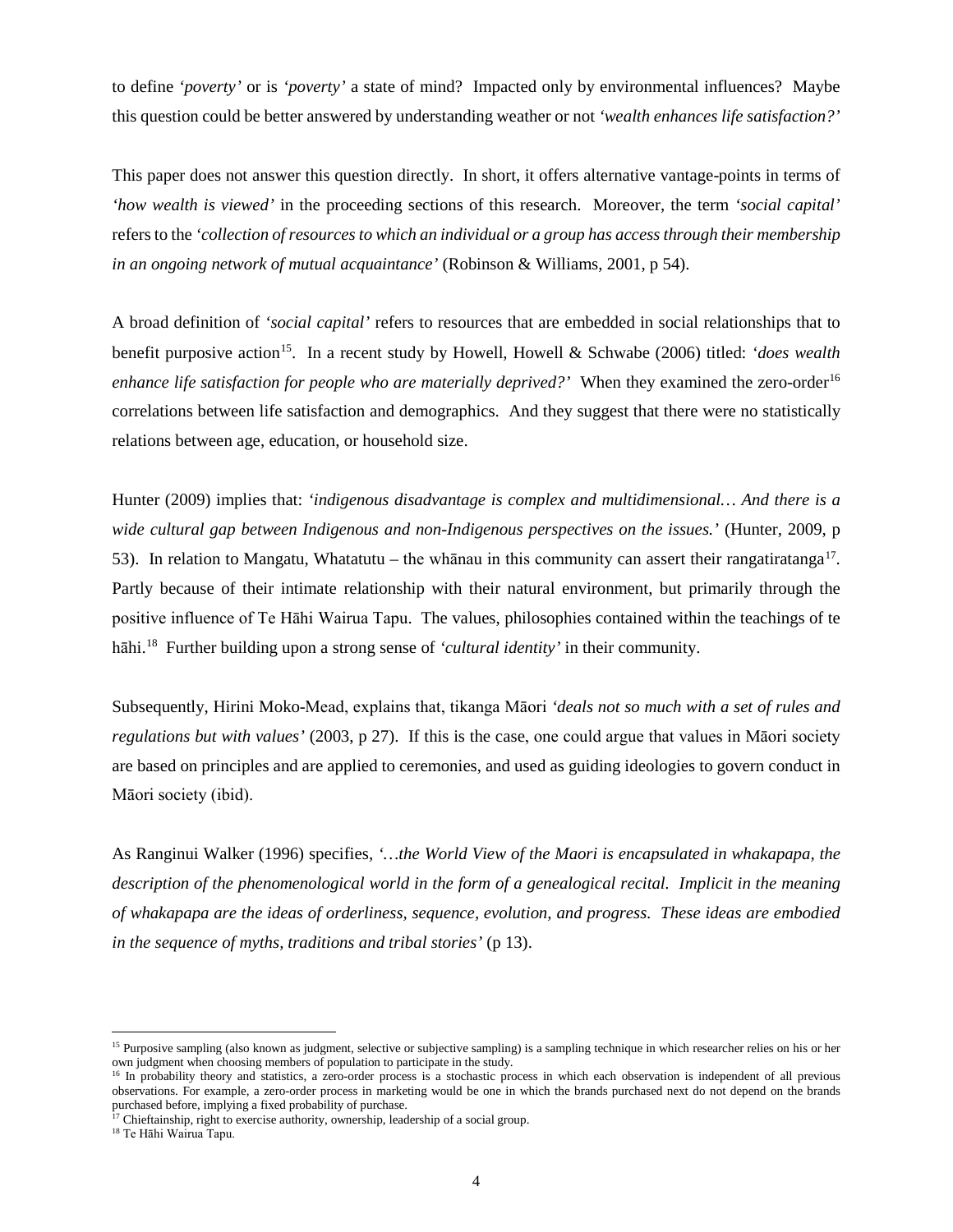to define *'poverty'* or is *'poverty'* a state of mind? Impacted only by environmental influences? Maybe this question could be better answered by understanding weather or not *'wealth enhances life satisfaction?'*

This paper does not answer this question directly. In short, it offers alternative vantage-points in terms of *'how wealth is viewed'* in the proceeding sections of this research. Moreover, the term *'social capital'* refers to the '*collection of resources to which an individual or a group has access through their membership in an ongoing network of mutual acquaintance'* (Robinson & Williams, 2001, p 54).

A broad definition of *'social capital'* refers to resources that are embedded in social relationships that to benefit purposive action[15]. In a recent study by Howell, Howell & Schwabe (2006) titled: *'does wealth enhance life satisfaction for people who are materially deprived?'* When they examined the zero-order[16] correlations between life satisfaction and demographics. And they suggest that there were no statistically relations between age, education, or household size.

Hunter (2009) implies that: *'indigenous disadvantage is complex and multidimensional… And there is a wide cultural gap between Indigenous and non-Indigenous perspectives on the issues.'* (Hunter, 2009, p 53). In relation to Mangatu, Whatatutu – the whānau in this community can assert their rangatiratanga[17]. Partly because of their intimate relationship with their natural environment, but primarily through the positive influence of Te Hāhi Wairua Tapu. The values, philosophies contained within the teachings of te hāhi.[18] Further building upon a strong sense of *'cultural identity'* in their community.

Subsequently, Hirini Moko-Mead, explains that, tikanga Māori *'deals not so much with a set of rules and regulations but with values'* (2003, p 27). If this is the case, one could argue that values in Māori society are based on principles and are applied to ceremonies, and used as guiding ideologies to govern conduct in Māori society (ibid).

As Ranginui Walker (1996) specifies, *'…the World View of the Maori is encapsulated in whakapapa, the description of the phenomenological world in the form of a genealogical recital. Implicit in the meaning of whakapapa are the ideas of orderliness, sequence, evolution, and progress. These ideas are embodied in the sequence of myths, traditions and tribal stories'* (p 13).

---

[15] Purposive sampling (also known as judgment, selective or subjective sampling) is a sampling technique in which researcher relies on his or her own judgment when choosing members of population to participate in the study.

[16] In probability theory and statistics, a zero-order process is a stochastic process in which each observation is independent of all previous observations. For example, a zero-order process in marketing would be one in which the brands purchased next do not depend on the brands purchased before, implying a fixed probability of purchase.

[17] Chieftainship, right to exercise authority, ownership, leadership of a social group.

[18] Te Hāhi Wairua Tapu.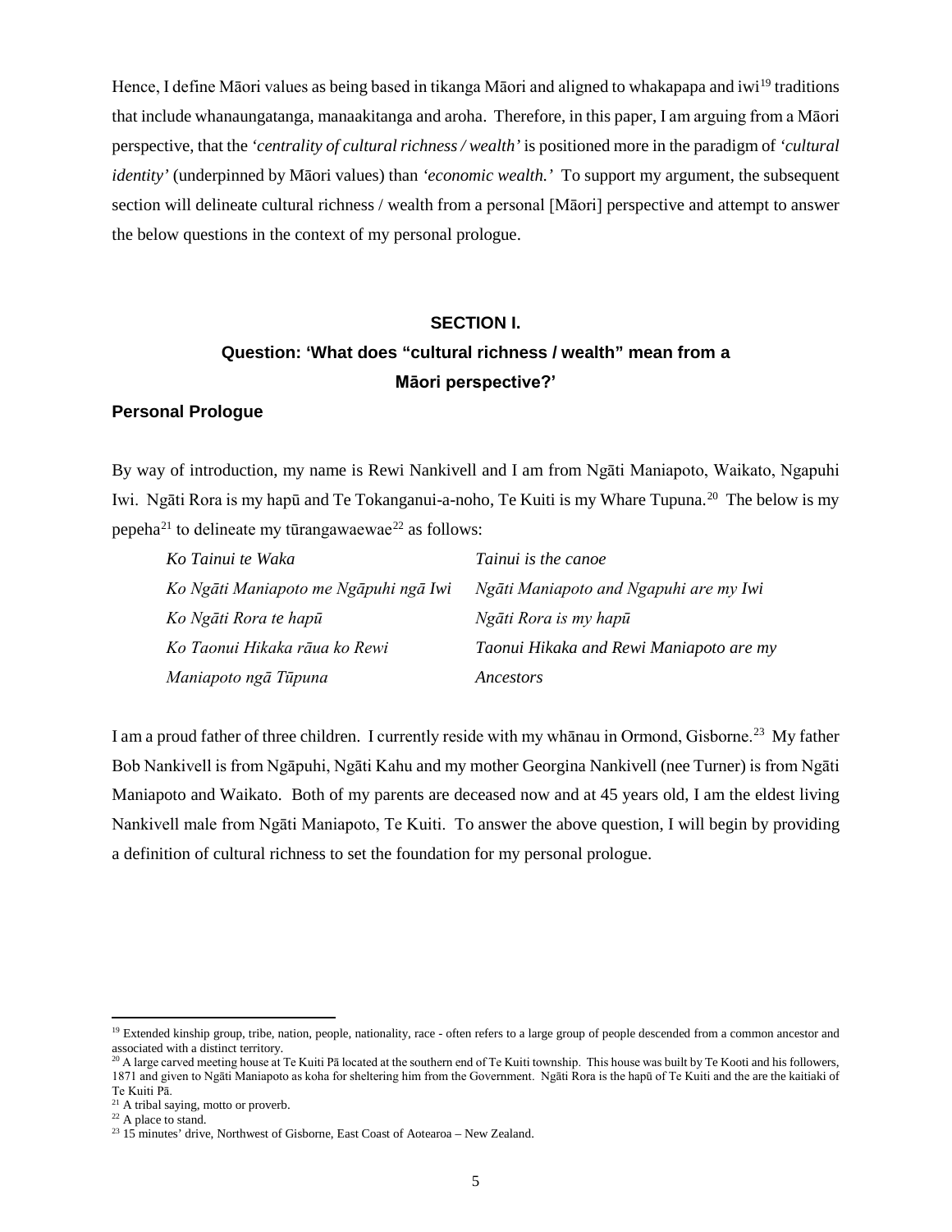Hence, I define Māori values as being based in tikanga Māori and aligned to whakapapa and iwi[19] traditions that include whanaungatanga, manaakitanga and aroha. Therefore, in this paper, I am arguing from a Māori perspective, that the *'centrality of cultural richness / wealth'* is positioned more in the paradigm of *'cultural identity'* (underpinned by Māori values) than *'economic wealth.'* To support my argument, the subsequent section will delineate cultural richness / wealth from a personal [Māori] perspective and attempt to answer the below questions in the context of my personal prologue.

## SECTION I.

## Question: 'What does "cultural richness / wealth" mean from a Māori perspective?'

### Personal Prologue

By way of introduction, my name is Rewi Nankivell and I am from Ngāti Maniapoto, Waikato, Ngapuhi Iwi. Ngāti Rora is my hapū and Te Tokanganui-a-noho, Te Kuiti is my Whare Tupuna.[20] The below is my pepeha[21] to delineate my tūrangawaewae[22] as follows:

| | |
|---|---|
| *Ko Tainui te Waka* | *Tainui is the canoe* |
| *Ko Ngāti Maniapoto me Ngāpuhi ngā Iwi* | *Ngāti Maniapoto and Ngapuhi are my Iwi* |
| *Ko Ngāti Rora te hapū* | *Ngāti Rora is my hapū* |
| *Ko Taonui Hikaka rāua ko Rewi Maniapoto ngā Tūpuna* | *Taonui Hikaka and Rewi Maniapoto are my Ancestors* |

I am a proud father of three children. I currently reside with my whānau in Ormond, Gisborne.[23] My father Bob Nankivell is from Ngāpuhi, Ngāti Kahu and my mother Georgina Nankivell (nee Turner) is from Ngāti Maniapoto and Waikato. Both of my parents are deceased now and at 45 years old, I am the eldest living Nankivell male from Ngāti Maniapoto, Te Kuiti. To answer the above question, I will begin by providing a definition of cultural richness to set the foundation for my personal prologue.

---

[19] Extended kinship group, tribe, nation, people, nationality, race - often refers to a large group of people descended from a common ancestor and associated with a distinct territory.

[20] A large carved meeting house at Te Kuiti Pā located at the southern end of Te Kuiti township. This house was built by Te Kooti and his followers, 1871 and given to Ngāti Maniapoto as koha for sheltering him from the Government. Ngāti Rora is the hapū of Te Kuiti and the are the kaitiaki of Te Kuiti Pā.

[21] A tribal saying, motto or proverb.

[22] A place to stand.

[23] 15 minutes' drive, Northwest of Gisborne, East Coast of Aotearoa – New Zealand.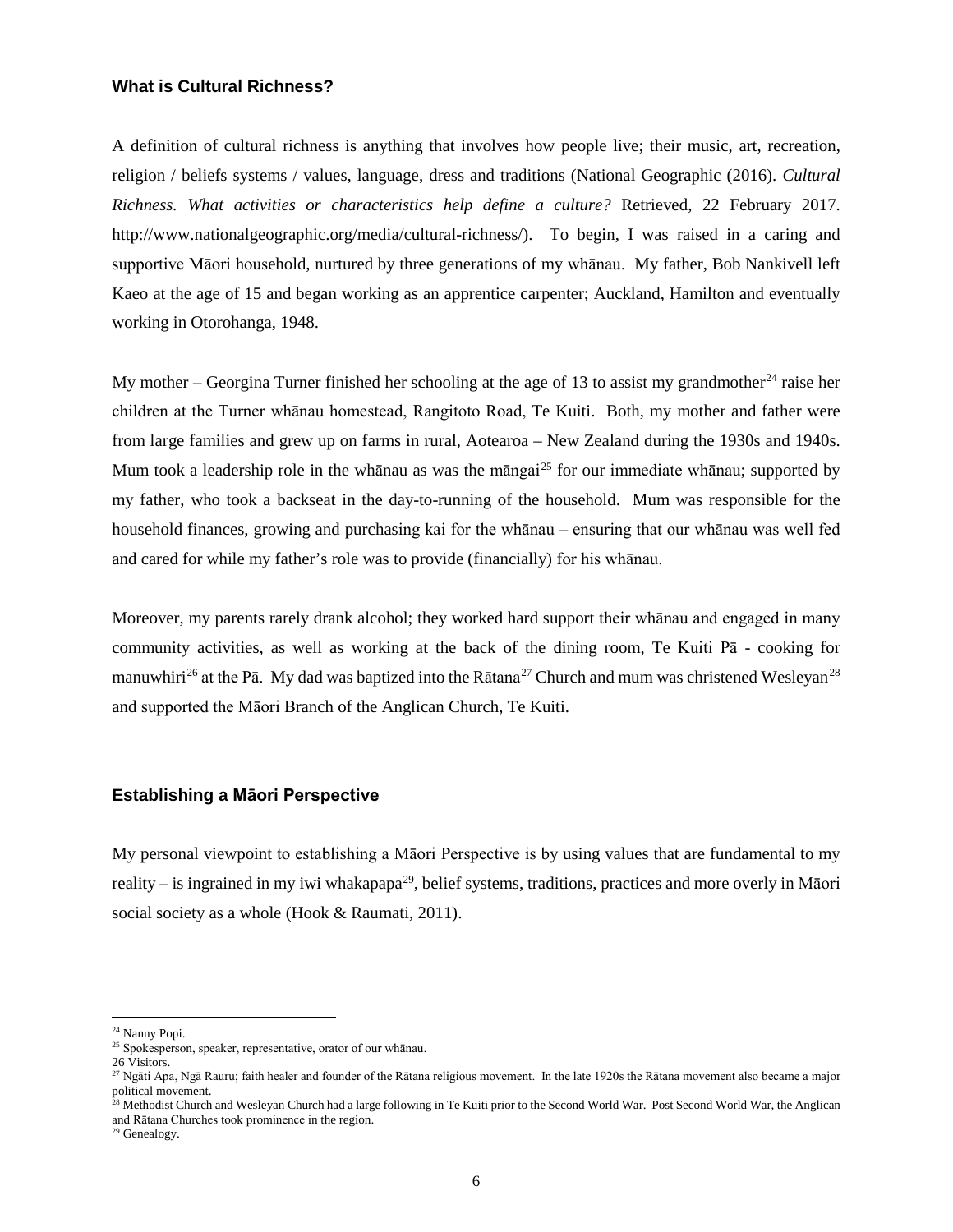### What is Cultural Richness?

A definition of cultural richness is anything that involves how people live; their music, art, recreation, religion / beliefs systems / values, language, dress and traditions (National Geographic (2016). *Cultural Richness. What activities or characteristics help define a culture?* Retrieved, 22 February 2017. http://www.nationalgeographic.org/media/cultural-richness/). To begin, I was raised in a caring and supportive Māori household, nurtured by three generations of my whānau. My father, Bob Nankivell left Kaeo at the age of 15 and began working as an apprentice carpenter; Auckland, Hamilton and eventually working in Otorohanga, 1948.

My mother – Georgina Turner finished her schooling at the age of 13 to assist my grandmother[24] raise her children at the Turner whānau homestead, Rangitoto Road, Te Kuiti. Both, my mother and father were from large families and grew up on farms in rural, Aotearoa – New Zealand during the 1930s and 1940s. Mum took a leadership role in the whānau as was the māngai[25] for our immediate whānau; supported by my father, who took a backseat in the day-to-running of the household. Mum was responsible for the household finances, growing and purchasing kai for the whānau – ensuring that our whānau was well fed and cared for while my father's role was to provide (financially) for his whānau.

Moreover, my parents rarely drank alcohol; they worked hard support their whānau and engaged in many community activities, as well as working at the back of the dining room, Te Kuiti Pā - cooking for manuwhiri[26] at the Pā. My dad was baptized into the Rātana[27] Church and mum was christened Wesleyan[28] and supported the Māori Branch of the Anglican Church, Te Kuiti.

### Establishing a Māori Perspective

My personal viewpoint to establishing a Māori Perspective is by using values that are fundamental to my reality – is ingrained in my iwi whakapapa[29], belief systems, traditions, practices and more overly in Māori social society as a whole (Hook & Raumati, 2011).

---

[24] Nanny Popi.
[25] Spokesperson, speaker, representative, orator of our whānau.
26 Visitors.
[27] Ngāti Apa, Ngā Rauru; faith healer and founder of the Rātana religious movement. In the late 1920s the Rātana movement also became a major political movement.
[28] Methodist Church and Wesleyan Church had a large following in Te Kuiti prior to the Second World War. Post Second World War, the Anglican and Rātana Churches took prominence in the region.
[29] Genealogy.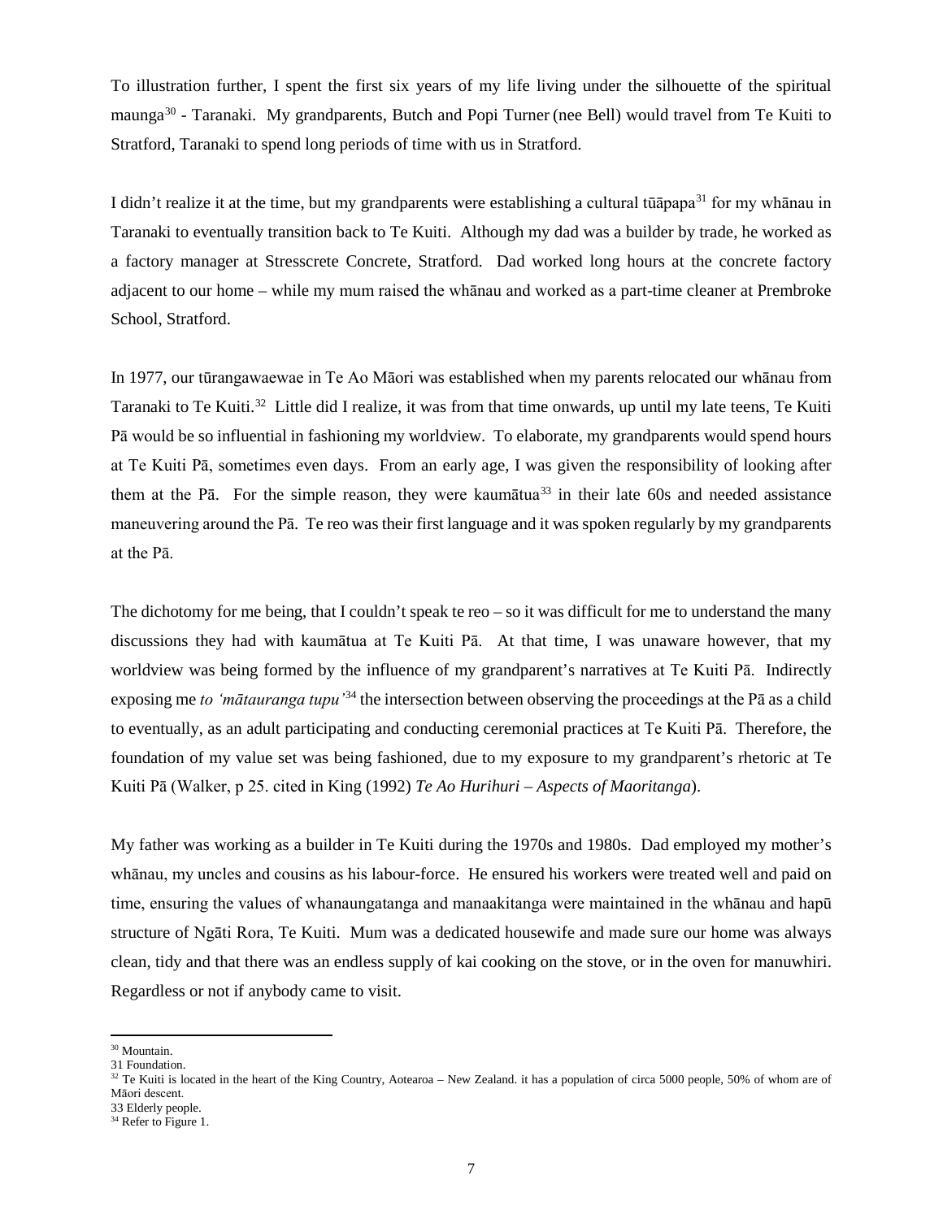To illustration further, I spent the first six years of my life living under the silhouette of the spiritual maunga[30] - Taranaki. My grandparents, Butch and Popi Turner (nee Bell) would travel from Te Kuiti to Stratford, Taranaki to spend long periods of time with us in Stratford.

I didn't realize it at the time, but my grandparents were establishing a cultural tūāpapa[31] for my whānau in Taranaki to eventually transition back to Te Kuiti. Although my dad was a builder by trade, he worked as a factory manager at Stresscrete Concrete, Stratford. Dad worked long hours at the concrete factory adjacent to our home – while my mum raised the whānau and worked as a part-time cleaner at Prembroke School, Stratford.

In 1977, our tūrangawaewae in Te Ao Māori was established when my parents relocated our whānau from Taranaki to Te Kuiti.[32] Little did I realize, it was from that time onwards, up until my late teens, Te Kuiti Pā would be so influential in fashioning my worldview. To elaborate, my grandparents would spend hours at Te Kuiti Pā, sometimes even days. From an early age, I was given the responsibility of looking after them at the Pā. For the simple reason, they were kaumātua[33] in their late 60s and needed assistance maneuvering around the Pā. Te reo was their first language and it was spoken regularly by my grandparents at the Pā.

The dichotomy for me being, that I couldn't speak te reo – so it was difficult for me to understand the many discussions they had with kaumātua at Te Kuiti Pā. At that time, I was unaware however, that my worldview was being formed by the influence of my grandparent's narratives at Te Kuiti Pā. Indirectly exposing me *to 'mātauranga tupu'*[34] the intersection between observing the proceedings at the Pā as a child to eventually, as an adult participating and conducting ceremonial practices at Te Kuiti Pā. Therefore, the foundation of my value set was being fashioned, due to my exposure to my grandparent's rhetoric at Te Kuiti Pā (Walker, p 25. cited in King (1992) *Te Ao Hurihuri – Aspects of Maoritanga*).

My father was working as a builder in Te Kuiti during the 1970s and 1980s. Dad employed my mother's whānau, my uncles and cousins as his labour-force. He ensured his workers were treated well and paid on time, ensuring the values of whanaungatanga and manaakitanga were maintained in the whānau and hapū structure of Ngāti Rora, Te Kuiti. Mum was a dedicated housewife and made sure our home was always clean, tidy and that there was an endless supply of kai cooking on the stove, or in the oven for manuwhiri. Regardless or not if anybody came to visit.

---

[30] Mountain.
[31] Foundation.
[32] Te Kuiti is located in the heart of the King Country, Aotearoa – New Zealand. it has a population of circa 5000 people, 50% of whom are of Māori descent.
[33] Elderly people.
[34] Refer to Figure 1.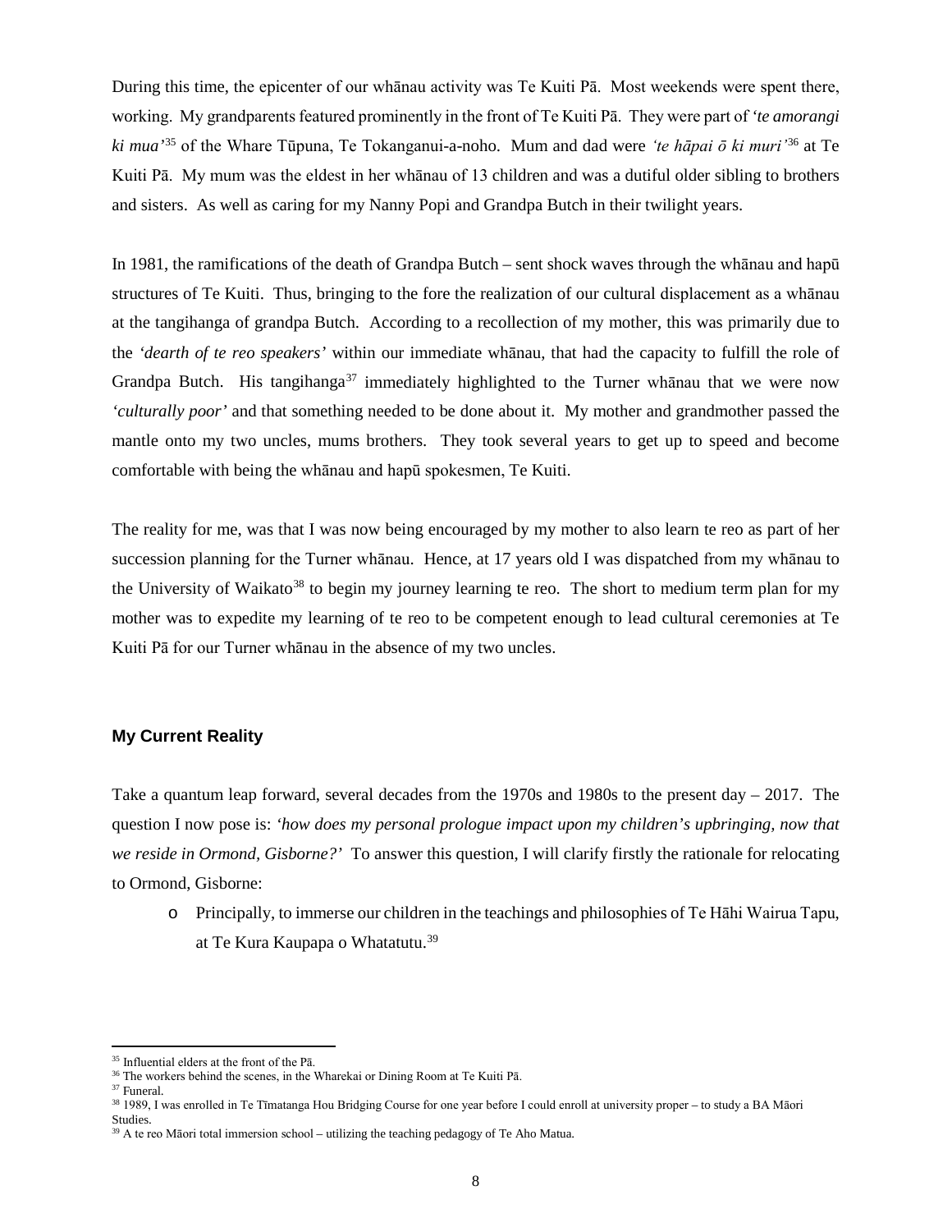During this time, the epicenter of our whānau activity was Te Kuiti Pā. Most weekends were spent there, working. My grandparents featured prominently in the front of Te Kuiti Pā. They were part of *'te amorangi ki mua'*[35] of the Whare Tūpuna, Te Tokanganui-a-noho. Mum and dad were *'te hāpai ō ki muri'*[36] at Te Kuiti Pā. My mum was the eldest in her whānau of 13 children and was a dutiful older sibling to brothers and sisters. As well as caring for my Nanny Popi and Grandpa Butch in their twilight years.

In 1981, the ramifications of the death of Grandpa Butch – sent shock waves through the whānau and hapū structures of Te Kuiti. Thus, bringing to the fore the realization of our cultural displacement as a whānau at the tangihanga of grandpa Butch. According to a recollection of my mother, this was primarily due to the *'dearth of te reo speakers'* within our immediate whānau, that had the capacity to fulfill the role of Grandpa Butch. His tangihanga[37] immediately highlighted to the Turner whānau that we were now *'culturally poor'* and that something needed to be done about it. My mother and grandmother passed the mantle onto my two uncles, mums brothers. They took several years to get up to speed and become comfortable with being the whānau and hapū spokesmen, Te Kuiti.

The reality for me, was that I was now being encouraged by my mother to also learn te reo as part of her succession planning for the Turner whānau. Hence, at 17 years old I was dispatched from my whānau to the University of Waikato[38] to begin my journey learning te reo. The short to medium term plan for my mother was to expedite my learning of te reo to be competent enough to lead cultural ceremonies at Te Kuiti Pā for our Turner whānau in the absence of my two uncles.

### My Current Reality

Take a quantum leap forward, several decades from the 1970s and 1980s to the present day – 2017. The question I now pose is: *'how does my personal prologue impact upon my children's upbringing, now that we reside in Ormond, Gisborne?'* To answer this question, I will clarify firstly the rationale for relocating to Ormond, Gisborne:

- Principally, to immerse our children in the teachings and philosophies of Te Hāhi Wairua Tapu, at Te Kura Kaupapa o Whatatutu.[39]

---

[35] Influential elders at the front of the Pā.

[36] The workers behind the scenes, in the Wharekai or Dining Room at Te Kuiti Pā.

[37] Funeral.

[38] 1989, I was enrolled in Te Tīmatanga Hou Bridging Course for one year before I could enroll at university proper – to study a BA Māori Studies.

[39] A te reo Māori total immersion school – utilizing the teaching pedagogy of Te Aho Matua.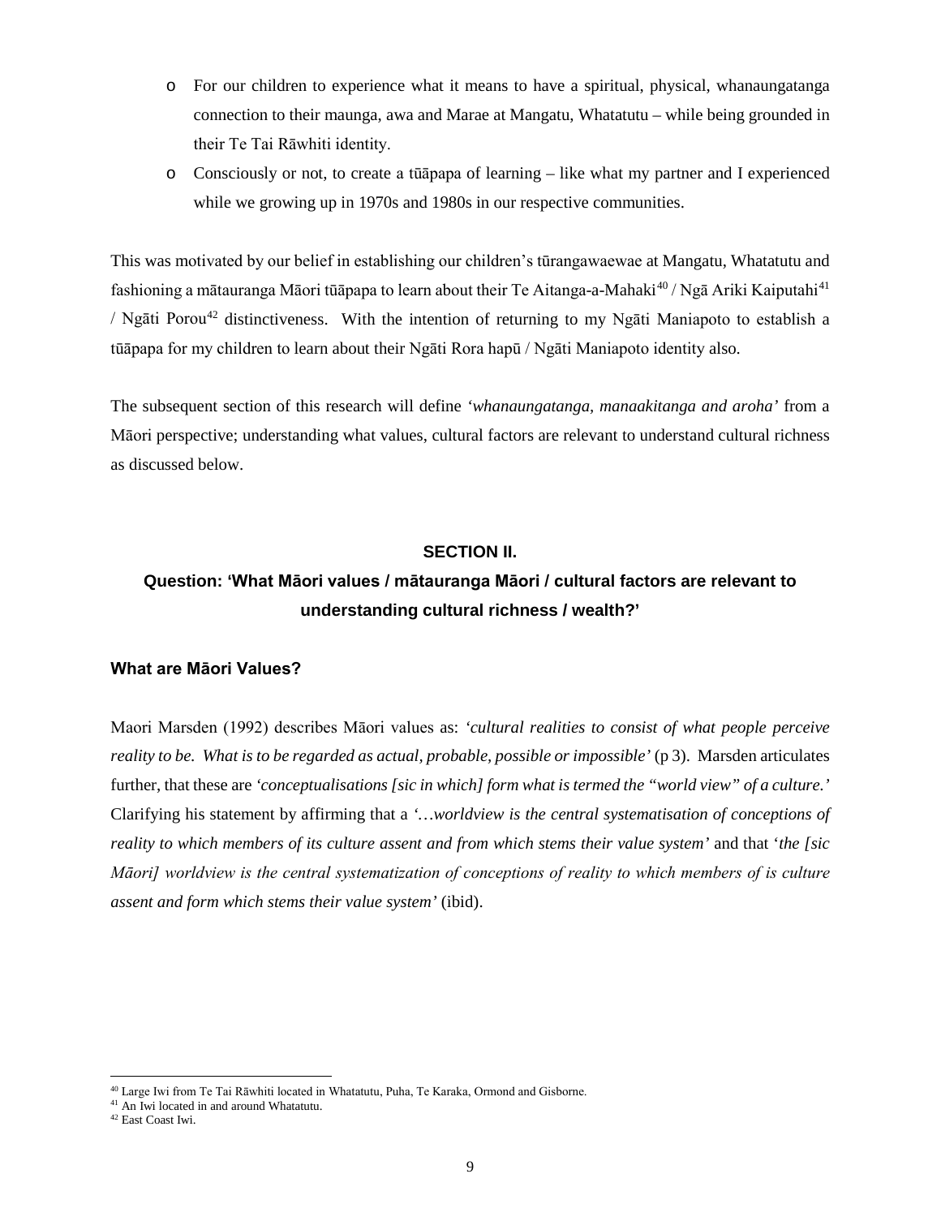- For our children to experience what it means to have a spiritual, physical, whanaungatanga connection to their maunga, awa and Marae at Mangatu, Whatatutu – while being grounded in their Te Tai Rāwhiti identity.
- Consciously or not, to create a tūāpapa of learning – like what my partner and I experienced while we growing up in 1970s and 1980s in our respective communities.

This was motivated by our belief in establishing our children's tūrangawaewae at Mangatu, Whatatutu and fashioning a mātauranga Māori tūāpapa to learn about their Te Aitanga-a-Mahaki[40] / Ngā Ariki Kaiputahi[41] / Ngāti Porou[42] distinctiveness. With the intention of returning to my Ngāti Maniapoto to establish a tūāpapa for my children to learn about their Ngāti Rora hapū / Ngāti Maniapoto identity also.

The subsequent section of this research will define *'whanaungatanga, manaakitanga and aroha'* from a Māori perspective; understanding what values, cultural factors are relevant to understand cultural richness as discussed below.

## SECTION II.

## Question: 'What Māori values / mātauranga Māori / cultural factors are relevant to understanding cultural richness / wealth?'

### What are Māori Values?

Maori Marsden (1992) describes Māori values as: *'cultural realities to consist of what people perceive reality to be. What is to be regarded as actual, probable, possible or impossible'* (p 3). Marsden articulates further, that these are *'conceptualisations [sic in which] form what is termed the "world view" of a culture.'* Clarifying his statement by affirming that a *'…worldview is the central systematisation of conceptions of reality to which members of its culture assent and from which stems their value system'* and that '*the [sic Māori] worldview is the central systematization of conceptions of reality to which members of is culture assent and form which stems their value system'* (ibid).

---

[40] Large Iwi from Te Tai Rāwhiti located in Whatatutu, Puha, Te Karaka, Ormond and Gisborne.

[41] An Iwi located in and around Whatatutu.

[42] East Coast Iwi.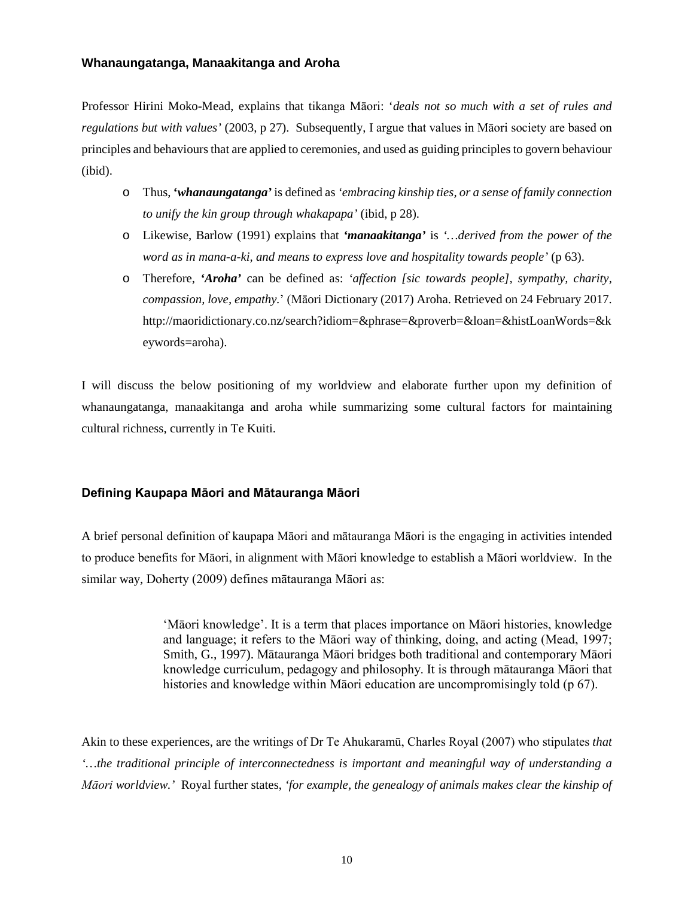### Whanaungatanga, Manaakitanga and Aroha

Professor Hirini Moko-Mead, explains that tikanga Māori: '*deals not so much with a set of rules and regulations but with values'* (2003, p 27). Subsequently, I argue that values in Māori society are based on principles and behaviours that are applied to ceremonies, and used as guiding principles to govern behaviour (ibid).

- Thus, ***'whanaungatanga'*** is defined as *'embracing kinship ties, or a sense of family connection to unify the kin group through whakapapa'* (ibid, p 28).
- Likewise, Barlow (1991) explains that ***'manaakitanga'*** is *'…derived from the power of the word as in mana-a-ki, and means to express love and hospitality towards people'* (p 63).
- Therefore, ***'Aroha'*** can be defined as: *'affection [sic towards people], sympathy, charity, compassion, love, empathy.*' (Māori Dictionary (2017) Aroha. Retrieved on 24 February 2017. http://maoridictionary.co.nz/search?idiom=&phrase=&proverb=&loan=&histLoanWords=&keywords=aroha).

I will discuss the below positioning of my worldview and elaborate further upon my definition of whanaungatanga, manaakitanga and aroha while summarizing some cultural factors for maintaining cultural richness, currently in Te Kuiti.

### Defining Kaupapa Māori and Mātauranga Māori

A brief personal definition of kaupapa Māori and mātauranga Māori is the engaging in activities intended to produce benefits for Māori, in alignment with Māori knowledge to establish a Māori worldview. In the similar way, Doherty (2009) defines mātauranga Māori as:

> 'Māori knowledge'. It is a term that places importance on Māori histories, knowledge and language; it refers to the Māori way of thinking, doing, and acting (Mead, 1997; Smith, G., 1997). Mātauranga Māori bridges both traditional and contemporary Māori knowledge curriculum, pedagogy and philosophy. It is through mātauranga Māori that histories and knowledge within Māori education are uncompromisingly told (p 67).

Akin to these experiences, are the writings of Dr Te Ahukaramū, Charles Royal (2007) who stipulates *that '…the traditional principle of interconnectedness is important and meaningful way of understanding a Māori worldview.'* Royal further states, *'for example, the genealogy of animals makes clear the kinship of*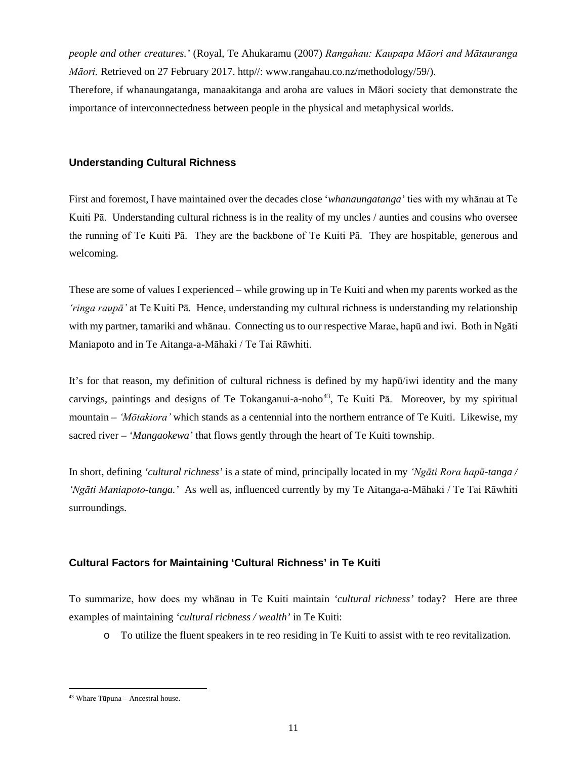*people and other creatures.'* (Royal, Te Ahukaramu (2007) *Rangahau: Kaupapa Māori and Mātauranga Māori.* Retrieved on 27 February 2017. http//: www.rangahau.co.nz/methodology/59/).

Therefore, if whanaungatanga, manaakitanga and aroha are values in Māori society that demonstrate the importance of interconnectedness between people in the physical and metaphysical worlds.

### Understanding Cultural Richness

First and foremost, I have maintained over the decades close '*whanaungatanga'* ties with my whānau at Te Kuiti Pā. Understanding cultural richness is in the reality of my uncles / aunties and cousins who oversee the running of Te Kuiti Pā. They are the backbone of Te Kuiti Pā. They are hospitable, generous and welcoming.

These are some of values I experienced – while growing up in Te Kuiti and when my parents worked as the *'ringa raupā'* at Te Kuiti Pā. Hence, understanding my cultural richness is understanding my relationship with my partner, tamariki and whānau. Connecting us to our respective Marae, hapū and iwi. Both in Ngāti Maniapoto and in Te Aitanga-a-Māhaki / Te Tai Rāwhiti.

It's for that reason, my definition of cultural richness is defined by my hapū/iwi identity and the many carvings, paintings and designs of Te Tokanganui-a-noho[43], Te Kuiti Pā. Moreover, by my spiritual mountain – *'Mōtakiora'* which stands as a centennial into the northern entrance of Te Kuiti. Likewise, my sacred river – *'Mangaokewa'* that flows gently through the heart of Te Kuiti township.

In short, defining *'cultural richness'* is a state of mind, principally located in my *'Ngāti Rora hapū-tanga / 'Ngāti Maniapoto-tanga.'* As well as, influenced currently by my Te Aitanga-a-Māhaki / Te Tai Rāwhiti surroundings.

### Cultural Factors for Maintaining 'Cultural Richness' in Te Kuiti

To summarize, how does my whānau in Te Kuiti maintain *'cultural richness'* today? Here are three examples of maintaining *'cultural richness / wealth'* in Te Kuiti:

- To utilize the fluent speakers in te reo residing in Te Kuiti to assist with te reo revitalization.

---

[43] Whare Tūpuna – Ancestral house.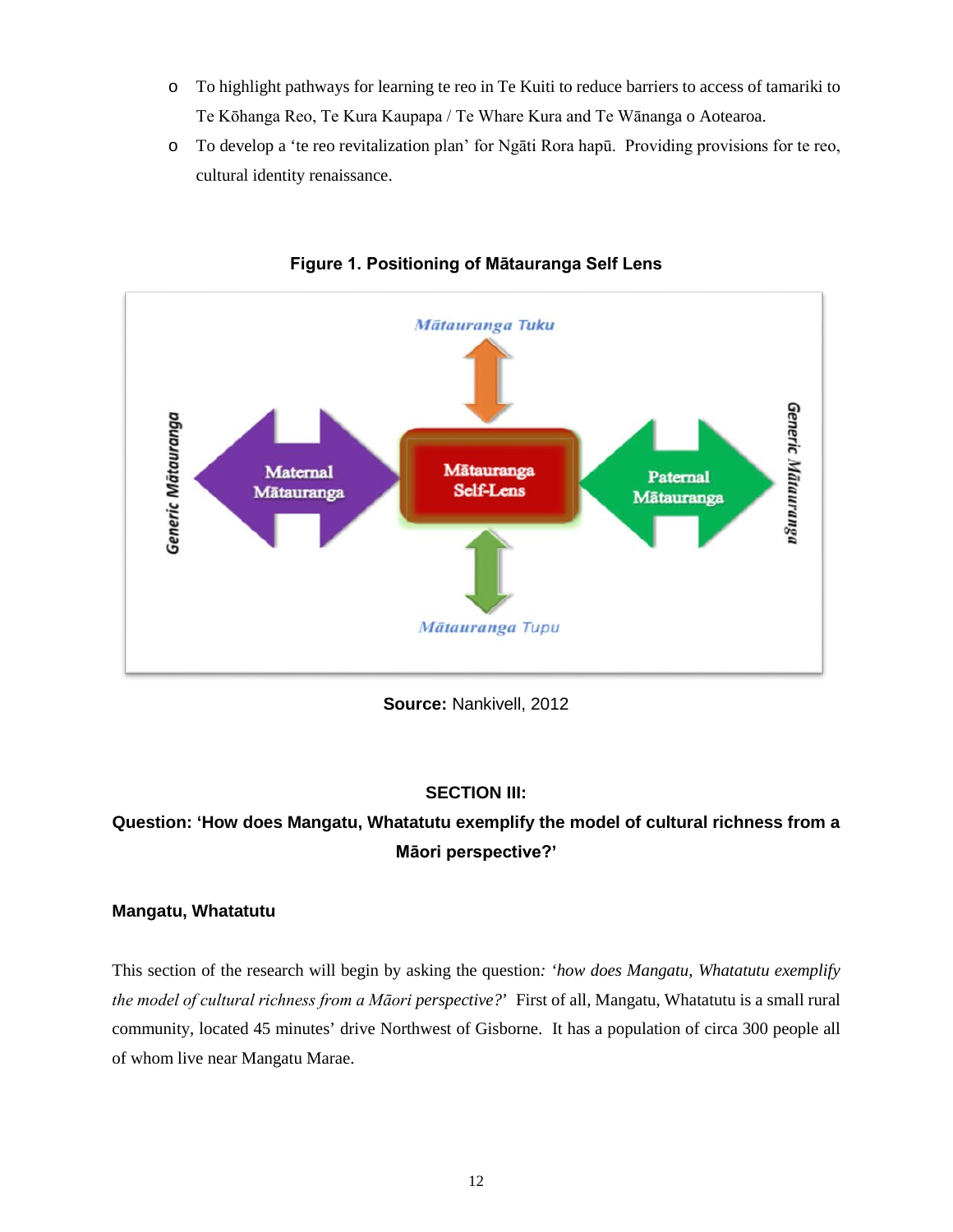- To highlight pathways for learning te reo in Te Kuiti to reduce barriers to access of tamariki to Te Kōhanga Reo, Te Kura Kaupapa / Te Whare Kura and Te Wānanga o Aotearoa.
- To develop a 'te reo revitalization plan' for Ngāti Rora hapū. Providing provisions for te reo, cultural identity renaissance.

**Figure 1. Positioning of Mātauranga Self Lens**

Mātauranga Tuku

Generic Mātauranga

Maternal Mātauranga

Mātauranga Self-Lens

Paternal Mātauranga

Generic Mātauranga

Mātauranga Tupu

**Source:** Nankivell, 2012

## SECTION III:

## Question: 'How does Mangatu, Whatatutu exemplify the model of cultural richness from a Māori perspective?'

### Mangatu, Whatatutu

This section of the research will begin by asking the question: *'how does Mangatu, Whatatutu exemplify the model of cultural richness from a Māori perspective?'* First of all, Mangatu, Whatatutu is a small rural community, located 45 minutes' drive Northwest of Gisborne. It has a population of circa 300 people all of whom live near Mangatu Marae.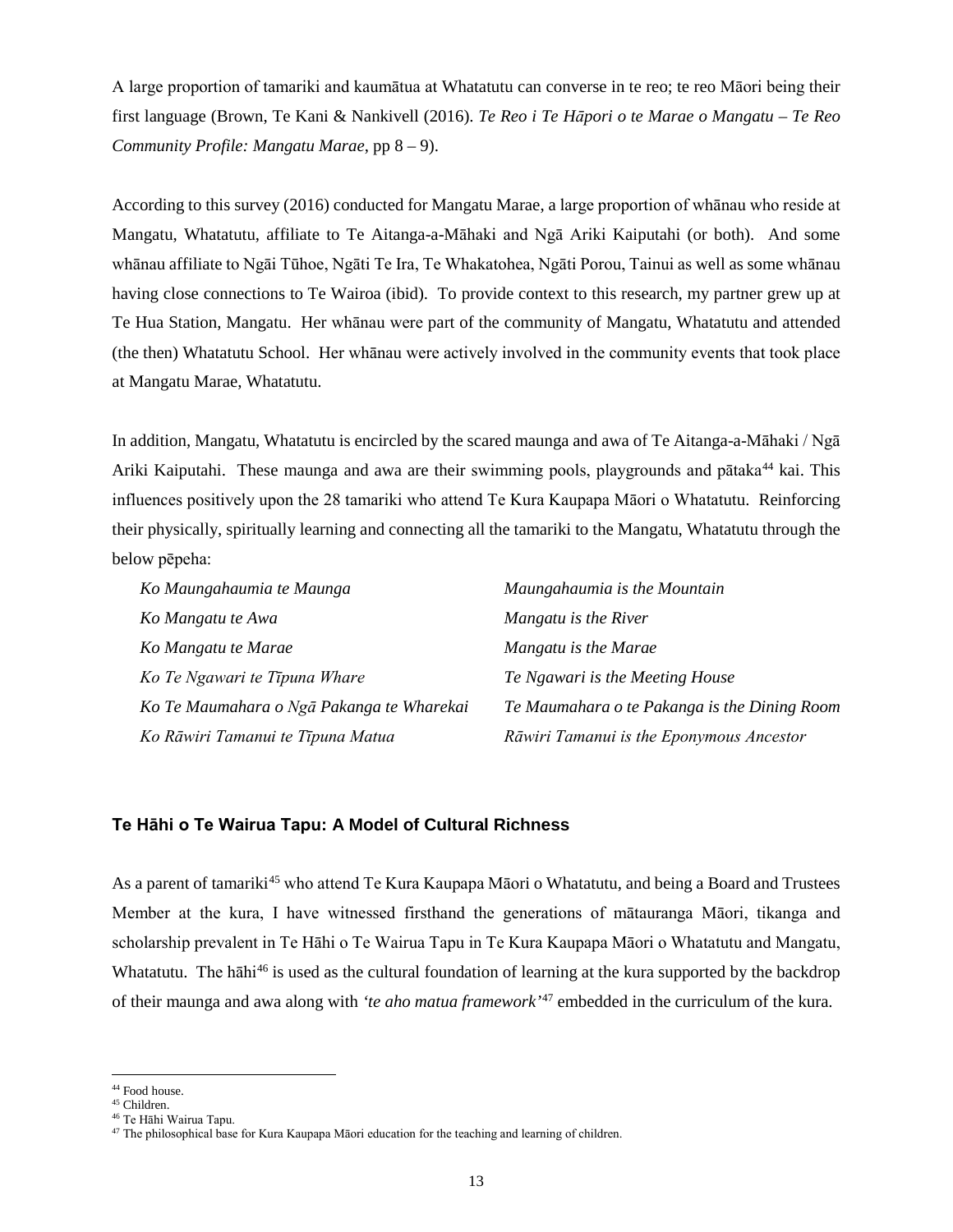A large proportion of tamariki and kaumātua at Whatatutu can converse in te reo; te reo Māori being their first language (Brown, Te Kani & Nankivell (2016). *Te Reo i Te Hāpori o te Marae o Mangatu – Te Reo Community Profile: Mangatu Marae*, pp 8 – 9).

According to this survey (2016) conducted for Mangatu Marae, a large proportion of whānau who reside at Mangatu, Whatatutu, affiliate to Te Aitanga-a-Māhaki and Ngā Ariki Kaiputahi (or both). And some whānau affiliate to Ngāi Tūhoe, Ngāti Te Ira, Te Whakatohea, Ngāti Porou, Tainui as well as some whānau having close connections to Te Wairoa (ibid). To provide context to this research, my partner grew up at Te Hua Station, Mangatu. Her whānau were part of the community of Mangatu, Whatatutu and attended (the then) Whatatutu School. Her whānau were actively involved in the community events that took place at Mangatu Marae, Whatatutu.

In addition, Mangatu, Whatatutu is encircled by the scared maunga and awa of Te Aitanga-a-Māhaki / Ngā Ariki Kaiputahi. These maunga and awa are their swimming pools, playgrounds and pātaka[44] kai. This influences positively upon the 28 tamariki who attend Te Kura Kaupapa Māori o Whatatutu. Reinforcing their physically, spiritually learning and connecting all the tamariki to the Mangatu, Whatatutu through the below pēpeha:

| | |
|---|---|
| *Ko Maungahaumia te Maunga* | *Maungahaumia is the Mountain* |
| *Ko Mangatu te Awa* | *Mangatu is the River* |
| *Ko Mangatu te Marae* | *Mangatu is the Marae* |
| *Ko Te Ngawari te Tīpuna Whare* | *Te Ngawari is the Meeting House* |
| *Ko Te Maumahara o Ngā Pakanga te Wharekai* | *Te Maumahara o te Pakanga is the Dining Room* |
| *Ko Rāwiri Tamanui te Tīpuna Matua* | *Rāwiri Tamanui is the Eponymous Ancestor* |

### Te Hāhi o Te Wairua Tapu: A Model of Cultural Richness

As a parent of tamariki[45] who attend Te Kura Kaupapa Māori o Whatatutu, and being a Board and Trustees Member at the kura, I have witnessed firsthand the generations of mātauranga Māori, tikanga and scholarship prevalent in Te Hāhi o Te Wairua Tapu in Te Kura Kaupapa Māori o Whatatutu and Mangatu, Whatatutu. The hāhi[46] is used as the cultural foundation of learning at the kura supported by the backdrop of their maunga and awa along with *'te aho matua framework'*[47] embedded in the curriculum of the kura.

---

[44] Food house.
[45] Children.
[46] Te Hāhi Wairua Tapu.
[47] The philosophical base for Kura Kaupapa Māori education for the teaching and learning of children.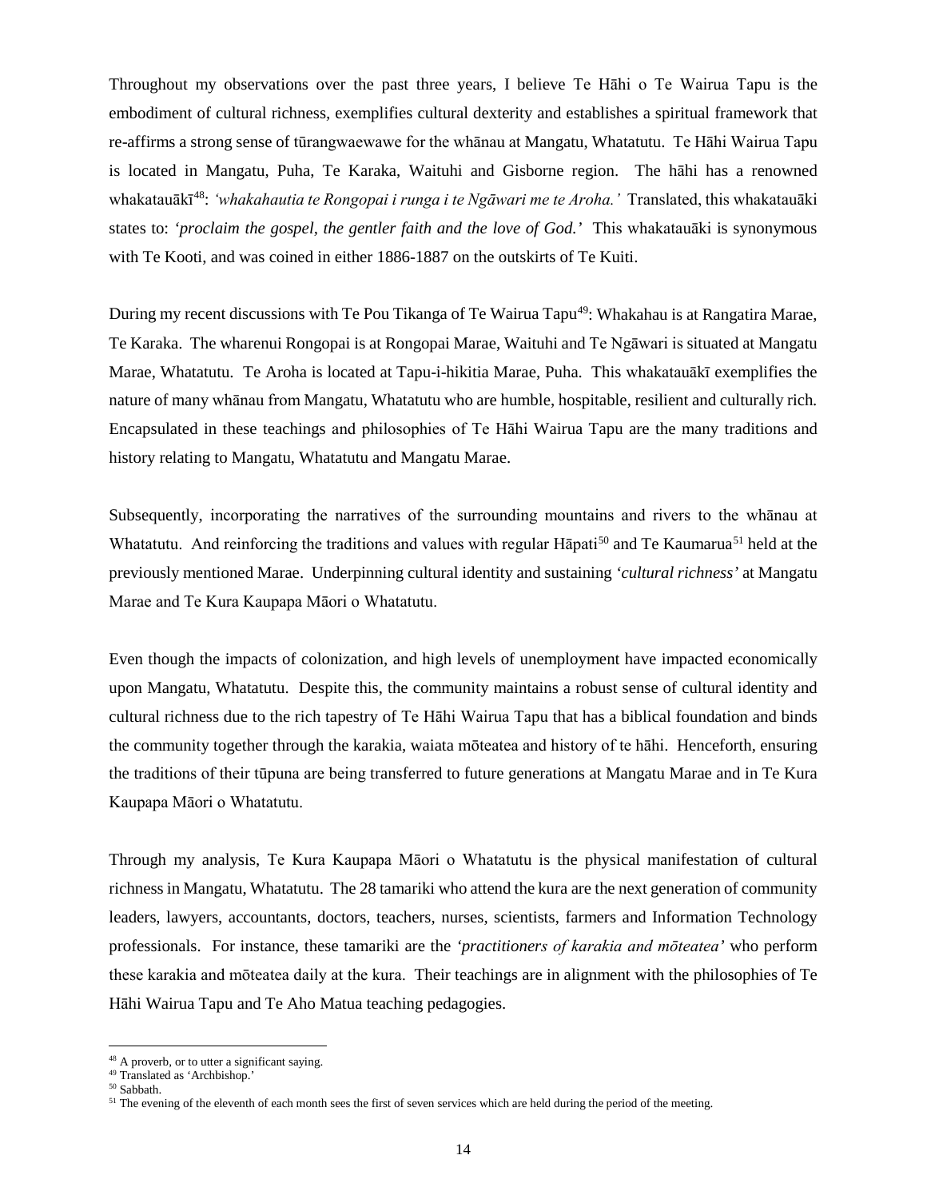Throughout my observations over the past three years, I believe Te Hāhi o Te Wairua Tapu is the embodiment of cultural richness, exemplifies cultural dexterity and establishes a spiritual framework that re-affirms a strong sense of tūrangwaewawe for the whānau at Mangatu, Whatatutu. Te Hāhi Wairua Tapu is located in Mangatu, Puha, Te Karaka, Waituhi and Gisborne region. The hāhi has a renowned whakatauākī[48]: *'whakahautia te Rongopai i runga i te Ngāwari me te Aroha.'* Translated, this whakatauāki states to: *'proclaim the gospel, the gentler faith and the love of God.'* This whakatauāki is synonymous with Te Kooti, and was coined in either 1886-1887 on the outskirts of Te Kuiti.

During my recent discussions with Te Pou Tikanga of Te Wairua Tapu[49]: Whakahau is at Rangatira Marae, Te Karaka. The wharenui Rongopai is at Rongopai Marae, Waituhi and Te Ngāwari is situated at Mangatu Marae, Whatatutu. Te Aroha is located at Tapu-i-hikitia Marae, Puha. This whakatauākī exemplifies the nature of many whānau from Mangatu, Whatatutu who are humble, hospitable, resilient and culturally rich. Encapsulated in these teachings and philosophies of Te Hāhi Wairua Tapu are the many traditions and history relating to Mangatu, Whatatutu and Mangatu Marae.

Subsequently, incorporating the narratives of the surrounding mountains and rivers to the whānau at Whatatutu. And reinforcing the traditions and values with regular Hāpati[50] and Te Kaumarua[51] held at the previously mentioned Marae. Underpinning cultural identity and sustaining *'cultural richness'* at Mangatu Marae and Te Kura Kaupapa Māori o Whatatutu.

Even though the impacts of colonization, and high levels of unemployment have impacted economically upon Mangatu, Whatatutu. Despite this, the community maintains a robust sense of cultural identity and cultural richness due to the rich tapestry of Te Hāhi Wairua Tapu that has a biblical foundation and binds the community together through the karakia, waiata mōteatea and history of te hāhi. Henceforth, ensuring the traditions of their tūpuna are being transferred to future generations at Mangatu Marae and in Te Kura Kaupapa Māori o Whatatutu.

Through my analysis, Te Kura Kaupapa Māori o Whatatutu is the physical manifestation of cultural richness in Mangatu, Whatatutu. The 28 tamariki who attend the kura are the next generation of community leaders, lawyers, accountants, doctors, teachers, nurses, scientists, farmers and Information Technology professionals. For instance, these tamariki are the *'practitioners of karakia and mōteatea'* who perform these karakia and mōteatea daily at the kura. Their teachings are in alignment with the philosophies of Te Hāhi Wairua Tapu and Te Aho Matua teaching pedagogies.

---

[48] A proverb, or to utter a significant saying.
[49] Translated as 'Archbishop.'
[50] Sabbath.
[51] The evening of the eleventh of each month sees the first of seven services which are held during the period of the meeting.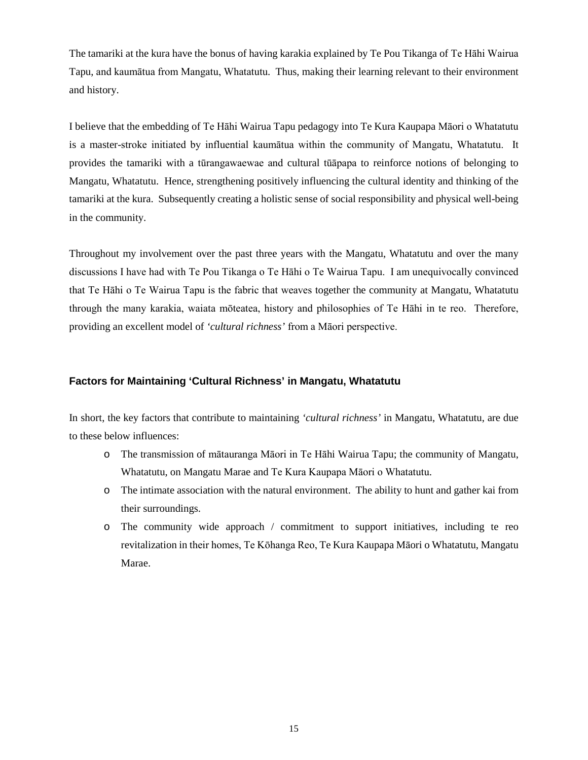The tamariki at the kura have the bonus of having karakia explained by Te Pou Tikanga of Te Hāhi Wairua Tapu, and kaumātua from Mangatu, Whatatutu. Thus, making their learning relevant to their environment and history.

I believe that the embedding of Te Hāhi Wairua Tapu pedagogy into Te Kura Kaupapa Māori o Whatatutu is a master-stroke initiated by influential kaumātua within the community of Mangatu, Whatatutu. It provides the tamariki with a tūrangawaewae and cultural tūāpapa to reinforce notions of belonging to Mangatu, Whatatutu. Hence, strengthening positively influencing the cultural identity and thinking of the tamariki at the kura. Subsequently creating a holistic sense of social responsibility and physical well-being in the community.

Throughout my involvement over the past three years with the Mangatu, Whatatutu and over the many discussions I have had with Te Pou Tikanga o Te Hāhi o Te Wairua Tapu. I am unequivocally convinced that Te Hāhi o Te Wairua Tapu is the fabric that weaves together the community at Mangatu, Whatatutu through the many karakia, waiata mōteatea, history and philosophies of Te Hāhi in te reo. Therefore, providing an excellent model of *'cultural richness'* from a Māori perspective.

### Factors for Maintaining 'Cultural Richness' in Mangatu, Whatatutu

In short, the key factors that contribute to maintaining *'cultural richness'* in Mangatu, Whatatutu, are due to these below influences:

- The transmission of mātauranga Māori in Te Hāhi Wairua Tapu; the community of Mangatu, Whatatutu, on Mangatu Marae and Te Kura Kaupapa Māori o Whatatutu.
- The intimate association with the natural environment. The ability to hunt and gather kai from their surroundings.
- The community wide approach / commitment to support initiatives, including te reo revitalization in their homes, Te Kōhanga Reo, Te Kura Kaupapa Māori o Whatatutu, Mangatu Marae.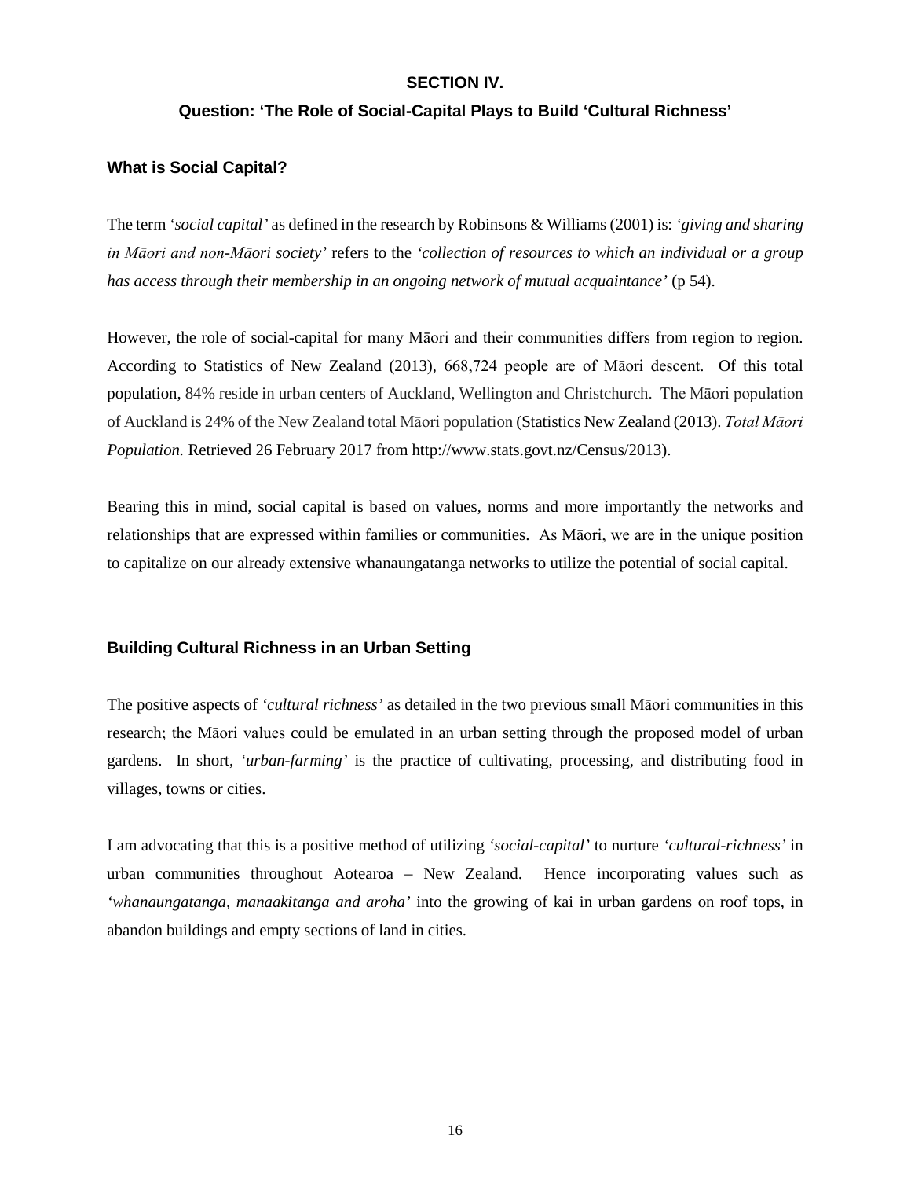## SECTION IV.

### Question: 'The Role of Social-Capital Plays to Build 'Cultural Richness'

### What is Social Capital?

The term *'social capital'* as defined in the research by Robinsons & Williams (2001) is: *'giving and sharing in Māori and non-Māori society'* refers to the *'collection of resources to which an individual or a group has access through their membership in an ongoing network of mutual acquaintance'* (p 54).

However, the role of social-capital for many Māori and their communities differs from region to region. According to Statistics of New Zealand (2013), 668,724 people are of Māori descent. Of this total population, 84% reside in urban centers of Auckland, Wellington and Christchurch. The Māori population of Auckland is 24% of the New Zealand total Māori population (Statistics New Zealand (2013). *Total Māori Population.* Retrieved 26 February 2017 from http://www.stats.govt.nz/Census/2013).

Bearing this in mind, social capital is based on values, norms and more importantly the networks and relationships that are expressed within families or communities. As Māori, we are in the unique position to capitalize on our already extensive whanaungatanga networks to utilize the potential of social capital.

### Building Cultural Richness in an Urban Setting

The positive aspects of *'cultural richness'* as detailed in the two previous small Māori communities in this research; the Māori values could be emulated in an urban setting through the proposed model of urban gardens. In short, *'urban-farming'* is the practice of cultivating, processing, and distributing food in villages, towns or cities.

I am advocating that this is a positive method of utilizing *'social-capital'* to nurture *'cultural-richness'* in urban communities throughout Aotearoa – New Zealand. Hence incorporating values such as *'whanaungatanga, manaakitanga and aroha'* into the growing of kai in urban gardens on roof tops, in abandon buildings and empty sections of land in cities.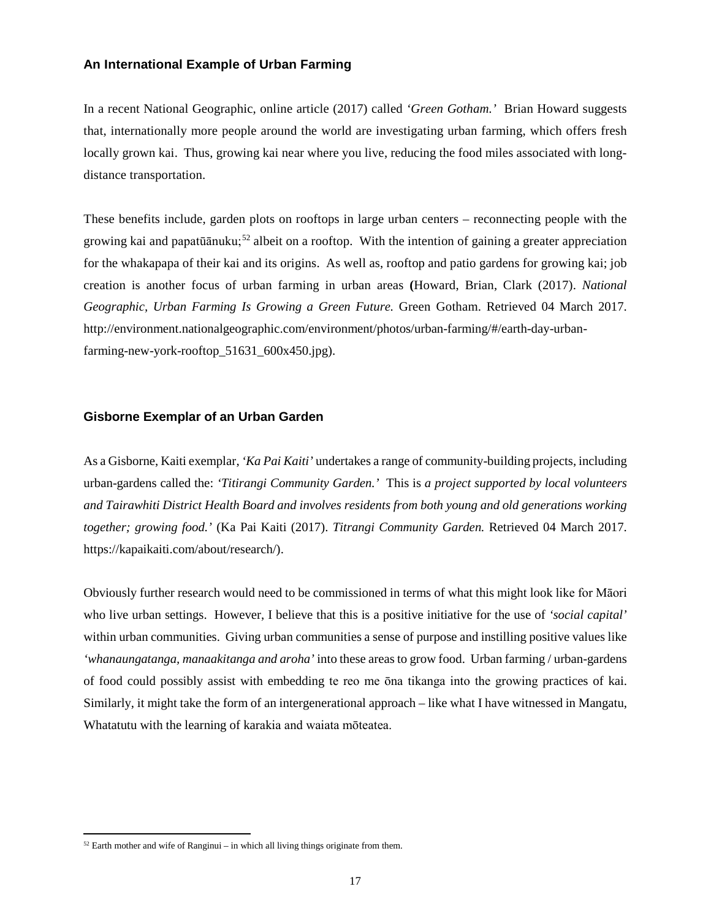### An International Example of Urban Farming

In a recent National Geographic, online article (2017) called *'Green Gotham.'* Brian Howard suggests that, internationally more people around the world are investigating urban farming, which offers fresh locally grown kai. Thus, growing kai near where you live, reducing the food miles associated with long-distance transportation.

These benefits include, garden plots on rooftops in large urban centers – reconnecting people with the growing kai and papatūānuku;[52] albeit on a rooftop. With the intention of gaining a greater appreciation for the whakapapa of their kai and its origins. As well as, rooftop and patio gardens for growing kai; job creation is another focus of urban farming in urban areas **(**Howard, Brian, Clark (2017). *National Geographic, Urban Farming Is Growing a Green Future.* Green Gotham. Retrieved 04 March 2017. http://environment.nationalgeographic.com/environment/photos/urban-farming/#/earth-day-urban-farming-new-york-rooftop_51631_600x450.jpg).

### Gisborne Exemplar of an Urban Garden

As a Gisborne, Kaiti exemplar, *'Ka Pai Kaiti'* undertakes a range of community-building projects, including urban-gardens called the: *'Titirangi Community Garden.'* This is *a project supported by local volunteers and Tairawhiti District Health Board and involves residents from both young and old generations working together; growing food.'* (Ka Pai Kaiti (2017). *Titrangi Community Garden.* Retrieved 04 March 2017. https://kapaikaiti.com/about/research/).

Obviously further research would need to be commissioned in terms of what this might look like for Māori who live urban settings. However, I believe that this is a positive initiative for the use of *'social capital'* within urban communities. Giving urban communities a sense of purpose and instilling positive values like *'whanaungatanga, manaakitanga and aroha'* into these areas to grow food. Urban farming / urban-gardens of food could possibly assist with embedding te reo me ōna tikanga into the growing practices of kai. Similarly, it might take the form of an intergenerational approach – like what I have witnessed in Mangatu, Whatatutu with the learning of karakia and waiata mōteatea.

---

[52] Earth mother and wife of Ranginui – in which all living things originate from them.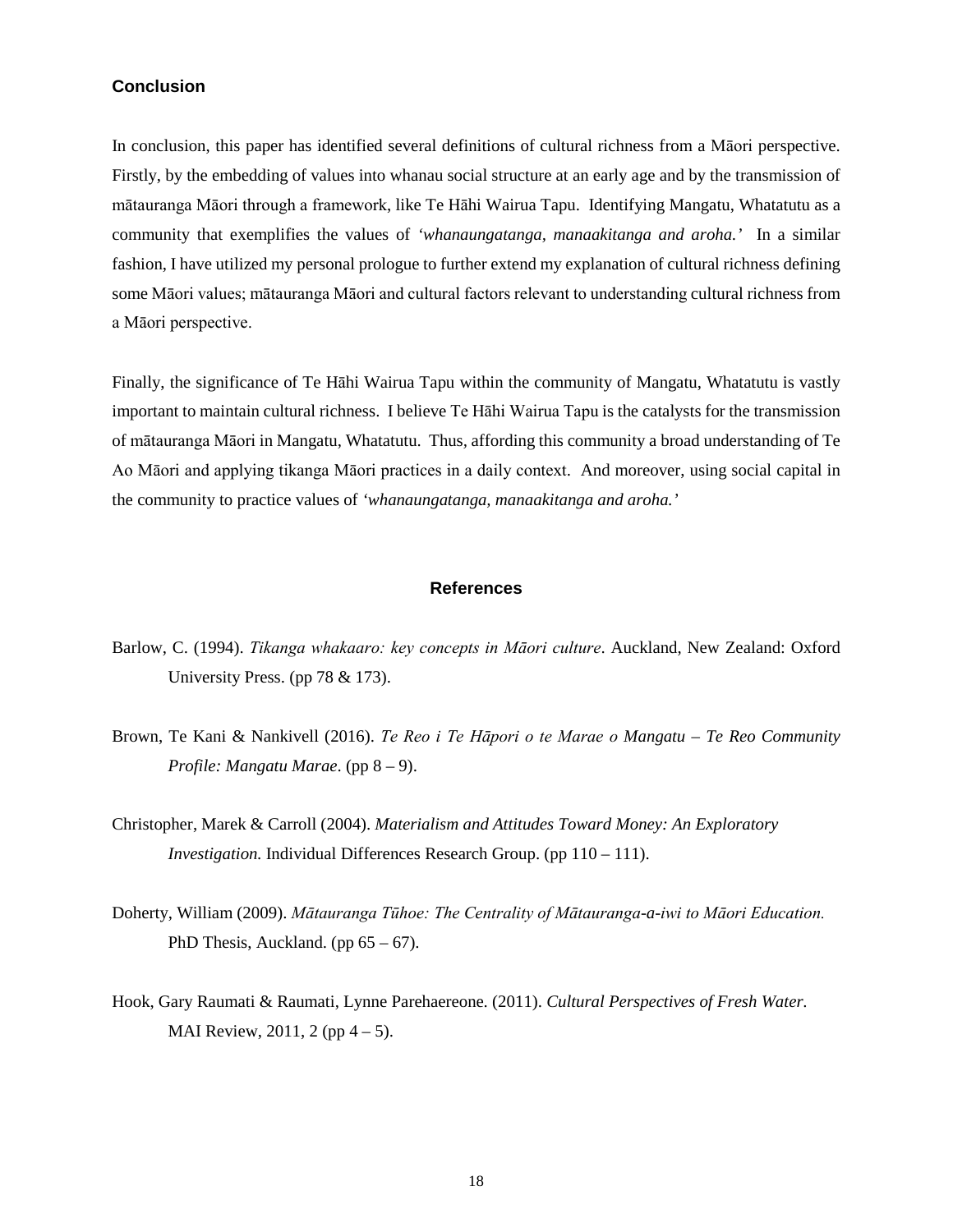## Conclusion

In conclusion, this paper has identified several definitions of cultural richness from a Māori perspective. Firstly, by the embedding of values into whanau social structure at an early age and by the transmission of mātauranga Māori through a framework, like Te Hāhi Wairua Tapu. Identifying Mangatu, Whatatutu as a community that exemplifies the values of *'whanaungatanga, manaakitanga and aroha.'* In a similar fashion, I have utilized my personal prologue to further extend my explanation of cultural richness defining some Māori values; mātauranga Māori and cultural factors relevant to understanding cultural richness from a Māori perspective.

Finally, the significance of Te Hāhi Wairua Tapu within the community of Mangatu, Whatatutu is vastly important to maintain cultural richness. I believe Te Hāhi Wairua Tapu is the catalysts for the transmission of mātauranga Māori in Mangatu, Whatatutu. Thus, affording this community a broad understanding of Te Ao Māori and applying tikanga Māori practices in a daily context. And moreover, using social capital in the community to practice values of *'whanaungatanga, manaakitanga and aroha.'*

## References

Barlow, C. (1994). *Tikanga whakaaro: key concepts in Māori culture*. Auckland, New Zealand: Oxford University Press. (pp 78 & 173).

Brown, Te Kani & Nankivell (2016). *Te Reo i Te Hāpori o te Marae o Mangatu – Te Reo Community Profile: Mangatu Marae*. (pp 8 – 9).

Christopher, Marek & Carroll (2004). *Materialism and Attitudes Toward Money: An Exploratory Investigation.* Individual Differences Research Group. (pp 110 – 111).

Doherty, William (2009). *Mātauranga Tūhoe: The Centrality of Mātauranga-a-iwi to Māori Education.* PhD Thesis, Auckland. (pp 65 – 67).

Hook, Gary Raumati & Raumati, Lynne Parehaereone. (2011). *Cultural Perspectives of Fresh Water.* MAI Review, 2011, 2 (pp 4 – 5).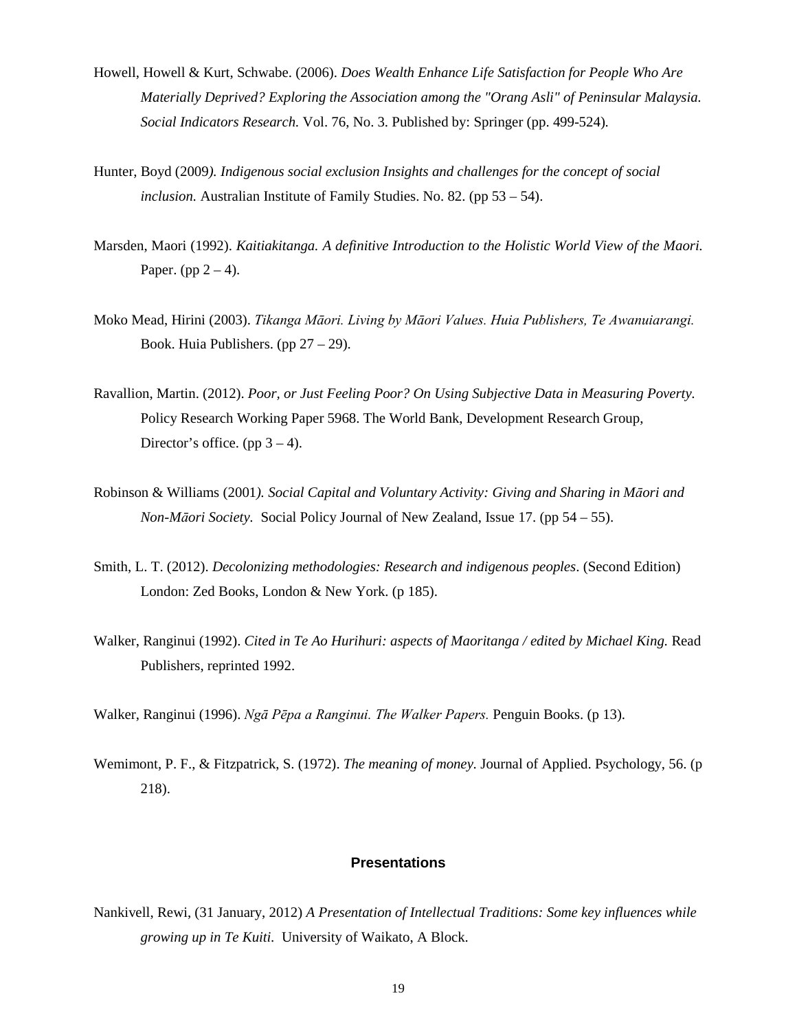Howell, Howell & Kurt, Schwabe. (2006). *Does Wealth Enhance Life Satisfaction for People Who Are Materially Deprived? Exploring the Association among the "Orang Asli" of Peninsular Malaysia. Social Indicators Research.* Vol. 76, No. 3. Published by: Springer (pp. 499-524).

Hunter, Boyd (2009*). Indigenous social exclusion Insights and challenges for the concept of social inclusion.* Australian Institute of Family Studies. No. 82. (pp 53 – 54).

Marsden, Maori (1992). *Kaitiakitanga. A definitive Introduction to the Holistic World View of the Maori.* Paper. (pp 2 – 4).

Moko Mead, Hirini (2003). *Tikanga Māori. Living by Māori Values. Huia Publishers, Te Awanuiarangi.* Book. Huia Publishers. (pp 27 – 29).

Ravallion, Martin. (2012). *Poor, or Just Feeling Poor? On Using Subjective Data in Measuring Poverty.* Policy Research Working Paper 5968. The World Bank, Development Research Group, Director's office. (pp 3 – 4).

Robinson & Williams (2001*). Social Capital and Voluntary Activity: Giving and Sharing in Māori and Non-Māori Society*. Social Policy Journal of New Zealand, Issue 17. (pp 54 – 55).

Smith, L. T. (2012). *Decolonizing methodologies: Research and indigenous peoples*. (Second Edition) London: Zed Books, London & New York. (p 185).

Walker, Ranginui (1992). *Cited in Te Ao Hurihuri: aspects of Maoritanga / edited by Michael King.* Read Publishers, reprinted 1992.

Walker, Ranginui (1996). *Ngā Pēpa a Ranginui. The Walker Papers.* Penguin Books. (p 13).

Wemimont, P. F., & Fitzpatrick, S. (1972). *The meaning of money.* Journal of Applied. Psychology, 56. (p 218).

## Presentations

Nankivell, Rewi, (31 January, 2012) *A Presentation of Intellectual Traditions: Some key influences while growing up in Te Kuiti.* University of Waikato, A Block.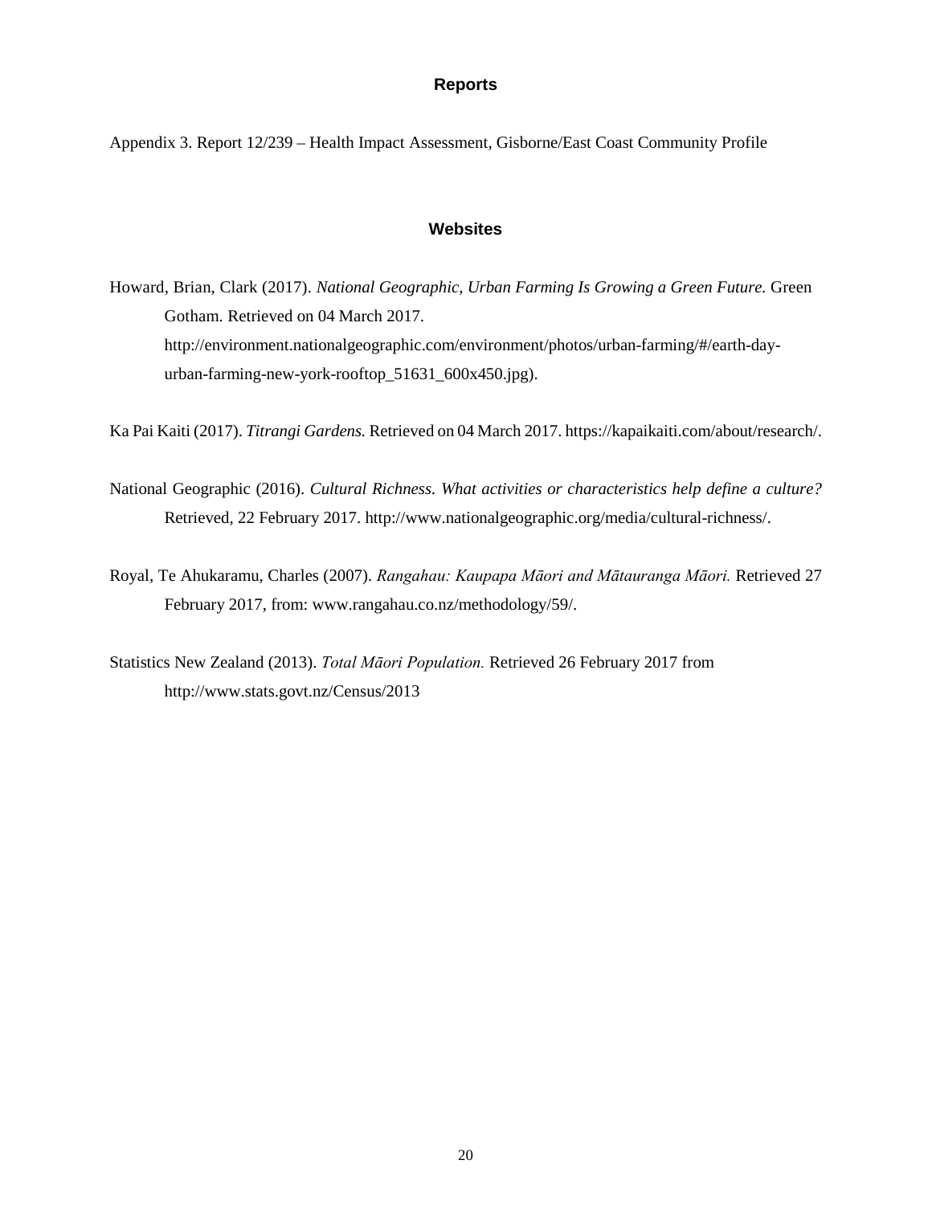## Reports

Appendix 3. Report 12/239 – Health Impact Assessment, Gisborne/East Coast Community Profile

## Websites

Howard, Brian, Clark (2017). *National Geographic, Urban Farming Is Growing a Green Future.* Green Gotham. Retrieved on 04 March 2017. http://environment.nationalgeographic.com/environment/photos/urban-farming/#/earth-day-urban-farming-new-york-rooftop_51631_600x450.jpg).

Ka Pai Kaiti (2017). *Titrangi Gardens.* Retrieved on 04 March 2017. https://kapaikaiti.com/about/research/.

National Geographic (2016). *Cultural Richness. What activities or characteristics help define a culture?* Retrieved, 22 February 2017. http://www.nationalgeographic.org/media/cultural-richness/.

Royal, Te Ahukaramu, Charles (2007). *Rangahau: Kaupapa Māori and Mātauranga Māori.* Retrieved 27 February 2017, from: www.rangahau.co.nz/methodology/59/.

Statistics New Zealand (2013). *Total Māori Population.* Retrieved 26 February 2017 from http://www.stats.govt.nz/Census/2013